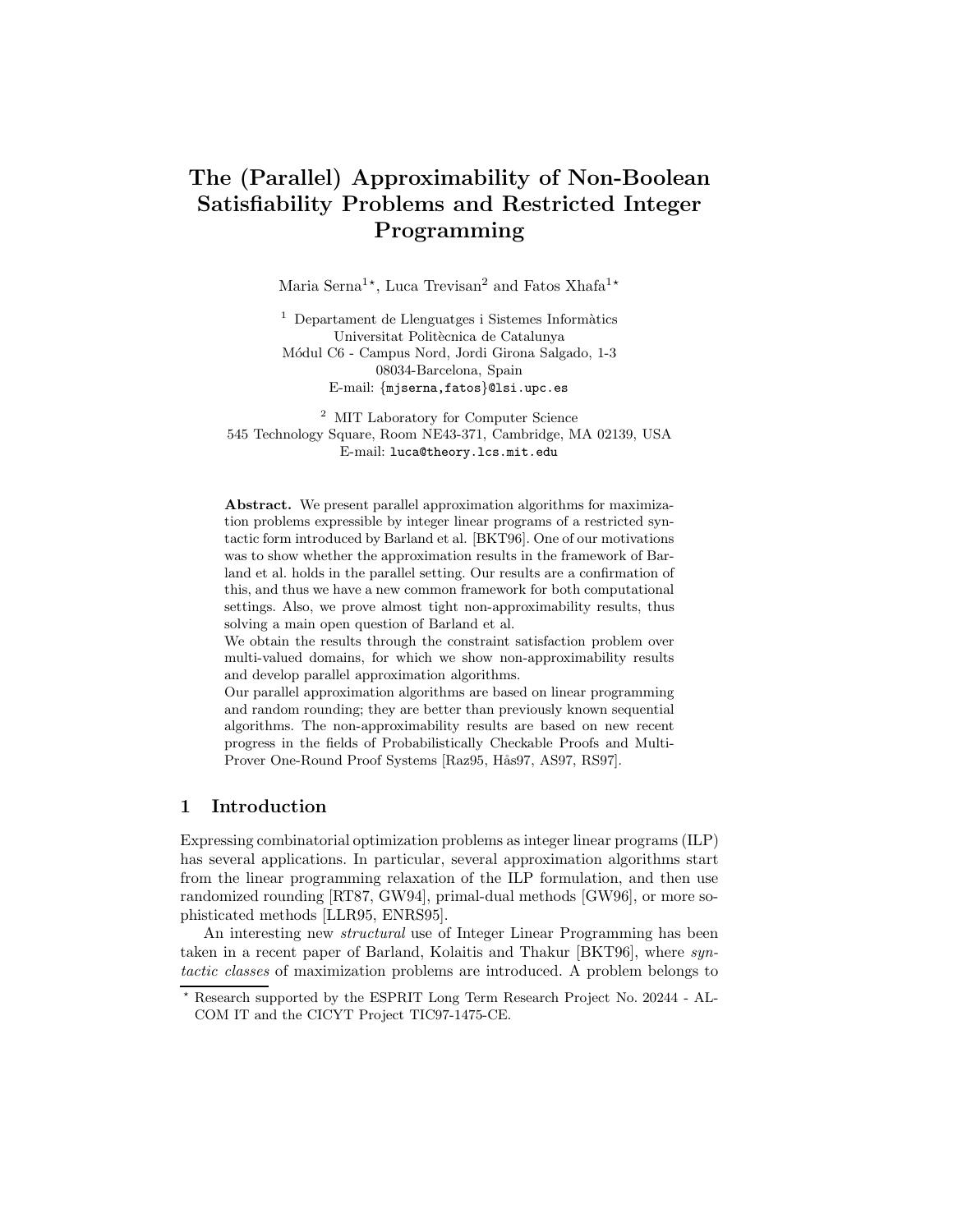# The (Parallel) Approximability of Non-Boolean Satisfiability Problems and Restricted Integer Programming

Maria Serna[1⋆], Luca Trevisan[2] and Fatos Xhafa[1⋆]

[1] Departament de Llenguatges i Sistemes Informàtics
Universitat Politècnica de Catalunya
Módul C6 - Campus Nord, Jordi Girona Salgado, 1-3
08034-Barcelona, Spain
E-mail: {mjserna,fatos}@lsi.upc.es

[2] MIT Laboratory for Computer Science
545 Technology Square, Room NE43-371, Cambridge, MA 02139, USA
E-mail: luca@theory.lcs.mit.edu

**Abstract.** We present parallel approximation algorithms for maximization problems expressible by integer linear programs of a restricted syntactic form introduced by Barland et al. [BKT96]. One of our motivations was to show whether the approximation results in the framework of Barland et al. holds in the parallel setting. Our results are a confirmation of this, and thus we have a new common framework for both computational settings. Also, we prove almost tight non-approximability results, thus solving a main open question of Barland et al.

We obtain the results through the constraint satisfaction problem over multi-valued domains, for which we show non-approximability results and develop parallel approximation algorithms.

Our parallel approximation algorithms are based on linear programming and random rounding; they are better than previously known sequential algorithms. The non-approximability results are based on new recent progress in the fields of Probabilistically Checkable Proofs and Multi-Prover One-Round Proof Systems [Raz95, Hås97, AS97, RS97].

## 1 Introduction

Expressing combinatorial optimization problems as integer linear programs (ILP) has several applications. In particular, several approximation algorithms start from the linear programming relaxation of the ILP formulation, and then use randomized rounding [RT87, GW94], primal-dual methods [GW96], or more sophisticated methods [LLR95, ENRS95].

An interesting new *structural* use of Integer Linear Programming has been taken in a recent paper of Barland, Kolaitis and Thakur [BKT96], where *syntactic classes* of maximization problems are introduced. A problem belongs to

⋆ Research supported by the ESPRIT Long Term Research Project No. 20244 - ALCOM IT and the CICYT Project TIC97-1475-CE.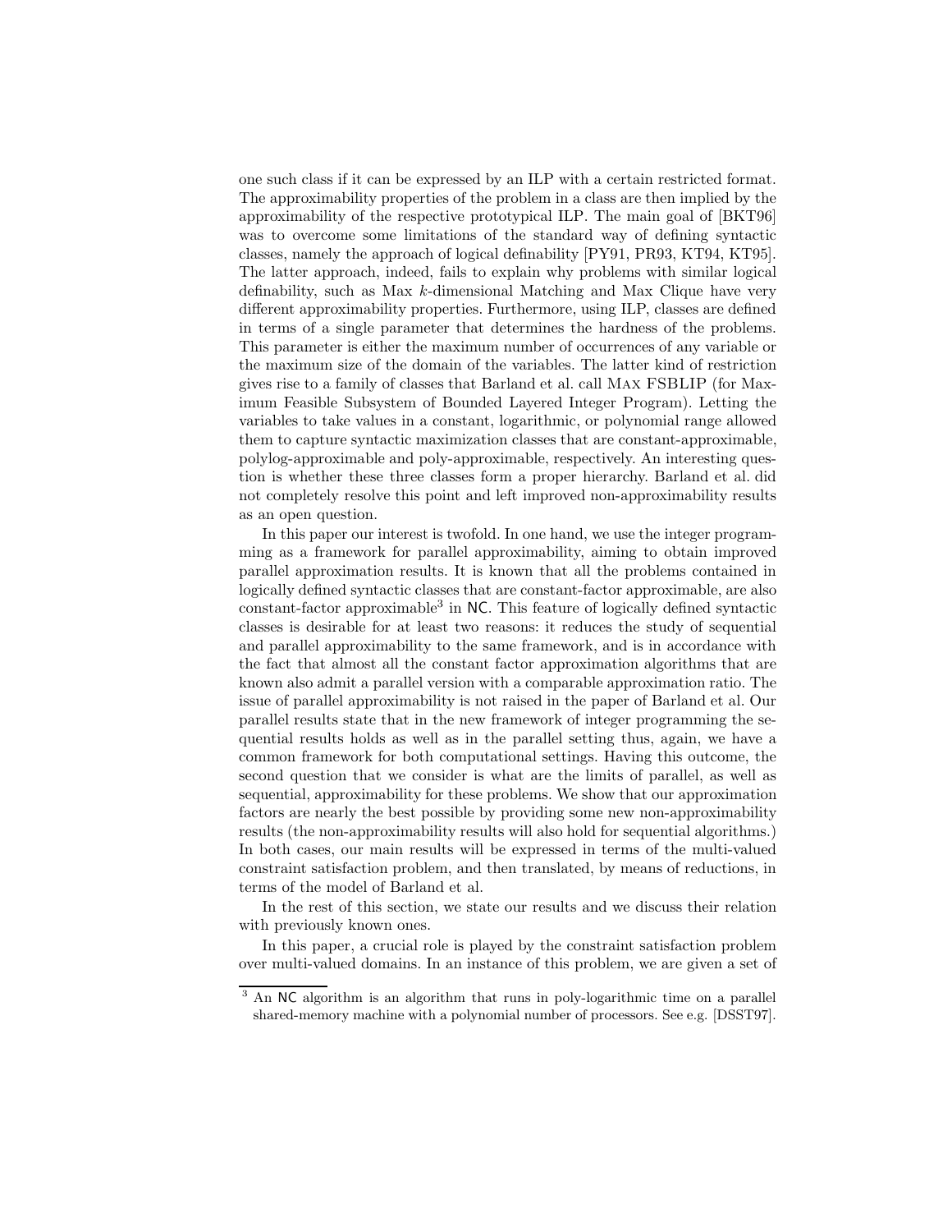one such class if it can be expressed by an ILP with a certain restricted format. The approximability properties of the problem in a class are then implied by the approximability of the respective prototypical ILP. The main goal of [BKT96] was to overcome some limitations of the standard way of defining syntactic classes, namely the approach of logical definability [PY91, PR93, KT94, KT95]. The latter approach, indeed, fails to explain why problems with similar logical definability, such as Max $k$-dimensional Matching and Max Clique have very different approximability properties. Furthermore, using ILP, classes are defined in terms of a single parameter that determines the hardness of the problems. This parameter is either the maximum number of occurrences of any variable or the maximum size of the domain of the variables. The latter kind of restriction gives rise to a family of classes that Barland et al. call Max FSBLIP (for Maximum Feasible Subsystem of Bounded Layered Integer Program). Letting the variables to take values in a constant, logarithmic, or polynomial range allowed them to capture syntactic maximization classes that are constant-approximable, polylog-approximable and poly-approximable, respectively. An interesting question is whether these three classes form a proper hierarchy. Barland et al. did not completely resolve this point and left improved non-approximability results as an open question.

In this paper our interest is twofold. In one hand, we use the integer programming as a framework for parallel approximability, aiming to obtain improved parallel approximation results. It is known that all the problems contained in logically defined syntactic classes that are constant-factor approximable, are also constant-factor approximable[3] in NC. This feature of logically defined syntactic classes is desirable for at least two reasons: it reduces the study of sequential and parallel approximability to the same framework, and is in accordance with the fact that almost all the constant factor approximation algorithms that are known also admit a parallel version with a comparable approximation ratio. The issue of parallel approximability is not raised in the paper of Barland et al. Our parallel results state that in the new framework of integer programming the sequential results holds as well as in the parallel setting thus, again, we have a common framework for both computational settings. Having this outcome, the second question that we consider is what are the limits of parallel, as well as sequential, approximability for these problems. We show that our approximation factors are nearly the best possible by providing some new non-approximability results (the non-approximability results will also hold for sequential algorithms.) In both cases, our main results will be expressed in terms of the multi-valued constraint satisfaction problem, and then translated, by means of reductions, in terms of the model of Barland et al.

In the rest of this section, we state our results and we discuss their relation with previously known ones.

In this paper, a crucial role is played by the constraint satisfaction problem over multi-valued domains. In an instance of this problem, we are given a set of

[3] An NC algorithm is an algorithm that runs in poly-logarithmic time on a parallel shared-memory machine with a polynomial number of processors. See e.g. [DSST97].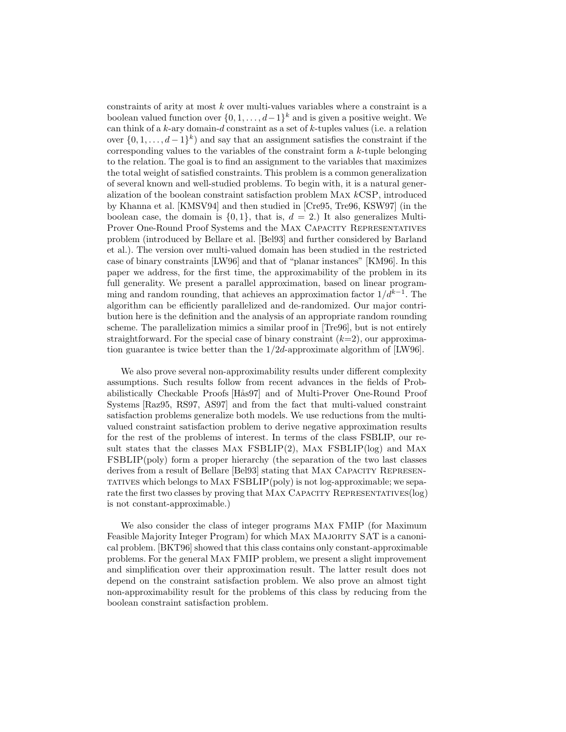constraints of arity at most $k$ over multi-values variables where a constraint is a boolean valued function over $\{0, 1, \ldots, d-1\}^k$ and is given a positive weight. We can think of a $k$-ary domain-$d$ constraint as a set of $k$-tuples values (i.e. a relation over $\{0, 1, \ldots, d-1\}^k$) and say that an assignment satisfies the constraint if the corresponding values to the variables of the constraint form a $k$-tuple belonging to the relation. The goal is to find an assignment to the variables that maximizes the total weight of satisfied constraints. This problem is a common generalization of several known and well-studied problems. To begin with, it is a natural generalization of the boolean constraint satisfaction problem MAX $k$CSP, introduced by Khanna et al. [KMSV94] and then studied in [Cre95, Tre96, KSW97] (in the boolean case, the domain is $\{0, 1\}$, that is, $d = 2$.) It also generalizes Multi-Prover One-Round Proof Systems and the MAX CAPACITY REPRESENTATIVES problem (introduced by Bellare et al. [Bel93] and further considered by Barland et al.). The version over multi-valued domain has been studied in the restricted case of binary constraints [LW96] and that of "planar instances" [KM96]. In this paper we address, for the first time, the approximability of the problem in its full generality. We present a parallel approximation, based on linear programming and random rounding, that achieves an approximation factor $1/d^{k-1}$. The algorithm can be efficiently parallelized and de-randomized. Our major contribution here is the definition and the analysis of an appropriate random rounding scheme. The parallelization mimics a similar proof in [Tre96], but is not entirely straightforward. For the special case of binary constraint ($k$=2), our approximation guarantee is twice better than the $1/2d$-approximate algorithm of [LW96].

We also prove several non-approximability results under different complexity assumptions. Such results follow from recent advances in the fields of Probabilistically Checkable Proofs [Hås97] and of Multi-Prover One-Round Proof Systems [Raz95, RS97, AS97] and from the fact that multi-valued constraint satisfaction problems generalize both models. We use reductions from the multi-valued constraint satisfaction problem to derive negative approximation results for the rest of the problems of interest. In terms of the class FSBLIP, our result states that the classes MAX FSBLIP(2), MAX FSBLIP(log) and MAX FSBLIP(poly) form a proper hierarchy (the separation of the two last classes derives from a result of Bellare [Bel93] stating that MAX CAPACITY REPRESENTATIVES which belongs to MAX FSBLIP(poly) is not log-approximable; we separate the first two classes by proving that MAX CAPACITY REPRESENTATIVES(log) is not constant-approximable.)

We also consider the class of integer programs MAX FMIP (for Maximum Feasible Majority Integer Program) for which MAX MAJORITY SAT is a canonical problem. [BKT96] showed that this class contains only constant-approximable problems. For the general MAX FMIP problem, we present a slight improvement and simplification over their approximation result. The latter result does not depend on the constraint satisfaction problem. We also prove an almost tight non-approximability result for the problems of this class by reducing from the boolean constraint satisfaction problem.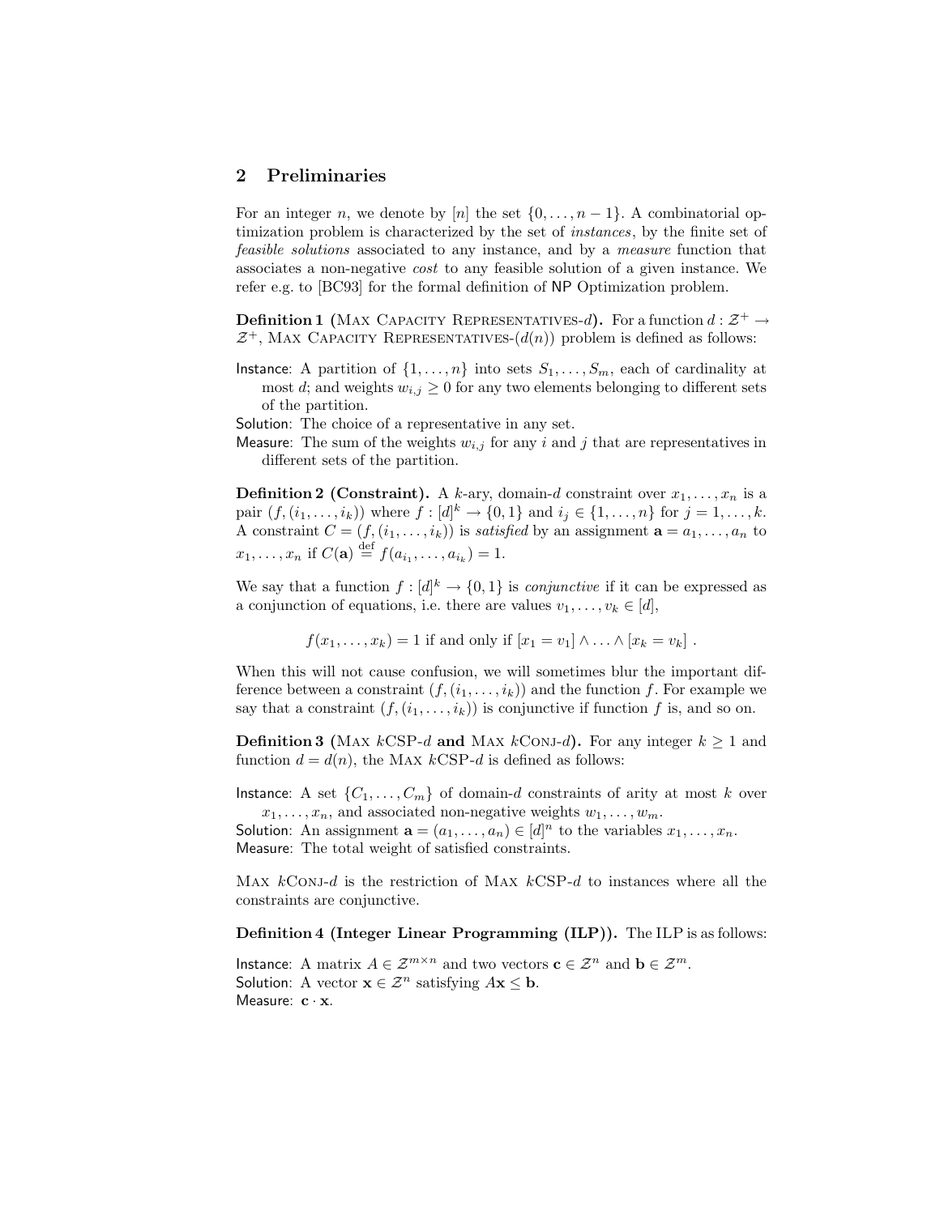## 2 Preliminaries

For an integer $n$, we denote by $[n]$ the set $\{0, \ldots, n-1\}$. A combinatorial optimization problem is characterized by the set of *instances*, by the finite set of *feasible solutions* associated to any instance, and by a *measure* function that associates a non-negative *cost* to any feasible solution of a given instance. We refer e.g. to [BC93] for the formal definition of NP Optimization problem.

**Definition 1 (Max Capacity Representatives-$d$).** For a function $d : \mathcal{Z}^+ \to \mathcal{Z}^+$, Max Capacity Representatives-$(d(n))$ problem is defined as follows:

Instance: A partition of $\{1, \ldots, n\}$ into sets $S_1, \ldots, S_m$, each of cardinality at most $d$; and weights $w_{i,j} \geq 0$ for any two elements belonging to different sets of the partition.

Solution: The choice of a representative in any set.

Measure: The sum of the weights $w_{i,j}$ for any $i$ and $j$ that are representatives in different sets of the partition.

**Definition 2 (Constraint).** A $k$-ary, domain-$d$ constraint over $x_1, \ldots, x_n$ is a pair $(f, (i_1, \ldots, i_k))$ where $f : [d]^k \to \{0, 1\}$ and $i_j \in \{1, \ldots, n\}$ for $j = 1, \ldots, k$. A constraint $C = (f, (i_1, \ldots, i_k))$ is *satisfied* by an assignment $\mathbf{a} = a_1, \ldots, a_n$ to $x_1, \ldots, x_n$ if $C(\mathbf{a}) \stackrel{\text{def}}{=} f(a_{i_1}, \ldots, a_{i_k}) = 1$.

We say that a function $f : [d]^k \to \{0, 1\}$ is *conjunctive* if it can be expressed as a conjunction of equations, i.e. there are values $v_1, \ldots, v_k \in [d]$,

$$f(x_1, \ldots, x_k) = 1 \text{ if and only if } [x_1 = v_1] \wedge \ldots \wedge [x_k = v_k] \ .$$

When this will not cause confusion, we will sometimes blur the important difference between a constraint $(f, (i_1, \ldots, i_k))$ and the function $f$. For example we say that a constraint $(f, (i_1, \ldots, i_k))$ is conjunctive if function $f$ is, and so on.

**Definition 3 (Max $k$CSP-$d$ and Max $k$Conj-$d$).** For any integer $k \geq 1$ and function $d = d(n)$, the Max $k$CSP-$d$ is defined as follows:

Instance: A set $\{C_1, \ldots, C_m\}$ of domain-$d$ constraints of arity at most $k$ over $x_1, \ldots, x_n$, and associated non-negative weights $w_1, \ldots, w_m$.

Solution: An assignment $\mathbf{a} = (a_1, \ldots, a_n) \in [d]^n$ to the variables $x_1, \ldots, x_n$.

Measure: The total weight of satisfied constraints.

Max $k$Conj-$d$ is the restriction of Max $k$CSP-$d$ to instances where all the constraints are conjunctive.

**Definition 4 (Integer Linear Programming (ILP)).** The ILP is as follows:

Instance: A matrix $A \in \mathcal{Z}^{m \times n}$ and two vectors $\mathbf{c} \in \mathcal{Z}^n$ and $\mathbf{b} \in \mathcal{Z}^m$.

Solution: A vector $\mathbf{x} \in \mathcal{Z}^n$ satisfying $A\mathbf{x} \leq \mathbf{b}$.

Measure: $\mathbf{c} \cdot \mathbf{x}$.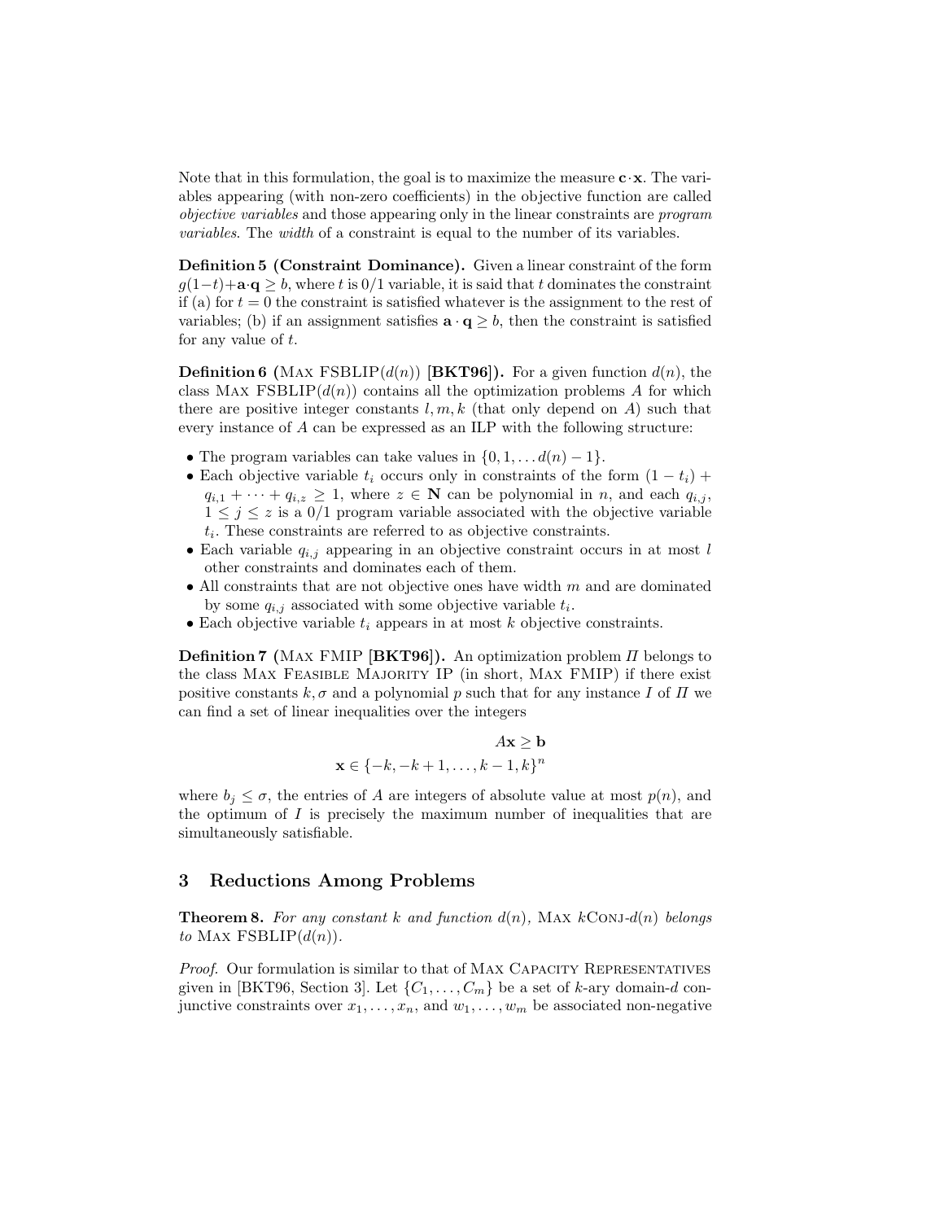Note that in this formulation, the goal is to maximize the measure $\mathbf{c}\cdot\mathbf{x}$. The variables appearing (with non-zero coefficients) in the objective function are called *objective variables* and those appearing only in the linear constraints are *program variables*. The *width* of a constraint is equal to the number of its variables.

**Definition 5 (Constraint Dominance).** Given a linear constraint of the form $g(1-t)+\mathbf{a}\cdot\mathbf{q} \geq b$, where $t$ is 0/1 variable, it is said that $t$ dominates the constraint if (a) for $t=0$ the constraint is satisfied whatever is the assignment to the rest of variables; (b) if an assignment satisfies $\mathbf{a}\cdot\mathbf{q} \geq b$, then the constraint is satisfied for any value of $t$.

**Definition 6 (Max FSBLIP($d(n)$) [BKT96]).** For a given function $d(n)$, the class Max FSBLIP($d(n)$) contains all the optimization problems $A$ for which there are positive integer constants $l, m, k$ (that only depend on $A$) such that every instance of $A$ can be expressed as an ILP with the following structure:

- The program variables can take values in $\{0, 1, \ldots d(n)-1\}$.
- Each objective variable $t_i$ occurs only in constraints of the form $(1-t_i) + q_{i,1} + \cdots + q_{i,z} \geq 1$, where $z \in \mathbf{N}$ can be polynomial in $n$, and each $q_{i,j}$, $1 \leq j \leq z$ is a 0/1 program variable associated with the objective variable $t_i$. These constraints are referred to as objective constraints.
- Each variable $q_{i,j}$ appearing in an objective constraint occurs in at most $l$ other constraints and dominates each of them.
- All constraints that are not objective ones have width $m$ and are dominated by some $q_{i,j}$ associated with some objective variable $t_i$.
- Each objective variable $t_i$ appears in at most $k$ objective constraints.

**Definition 7 (Max FMIP [BKT96]).** An optimization problem $\Pi$ belongs to the class Max Feasible Majority IP (in short, Max FMIP) if there exist positive constants $k, \sigma$ and a polynomial $p$ such that for any instance $I$ of $\Pi$ we can find a set of linear inequalities over the integers

$$A\mathbf{x} \geq \mathbf{b}$$
$$\mathbf{x} \in \{-k, -k+1, \ldots, k-1, k\}^n$$

where $b_j \leq \sigma$, the entries of $A$ are integers of absolute value at most $p(n)$, and the optimum of $I$ is precisely the maximum number of inequalities that are simultaneously satisfiable.

## 3 Reductions Among Problems

**Theorem 8.** *For any constant $k$ and function $d(n)$,* Max $k$Conj-$d(n)$ *belongs to* Max FSBLIP($d(n)$).

*Proof.* Our formulation is similar to that of Max Capacity Representatives given in [BKT96, Section 3]. Let $\{C_1, \ldots, C_m\}$ be a set of $k$-ary domain-$d$ conjunctive constraints over $x_1, \ldots, x_n$, and $w_1, \ldots, w_m$ be associated non-negative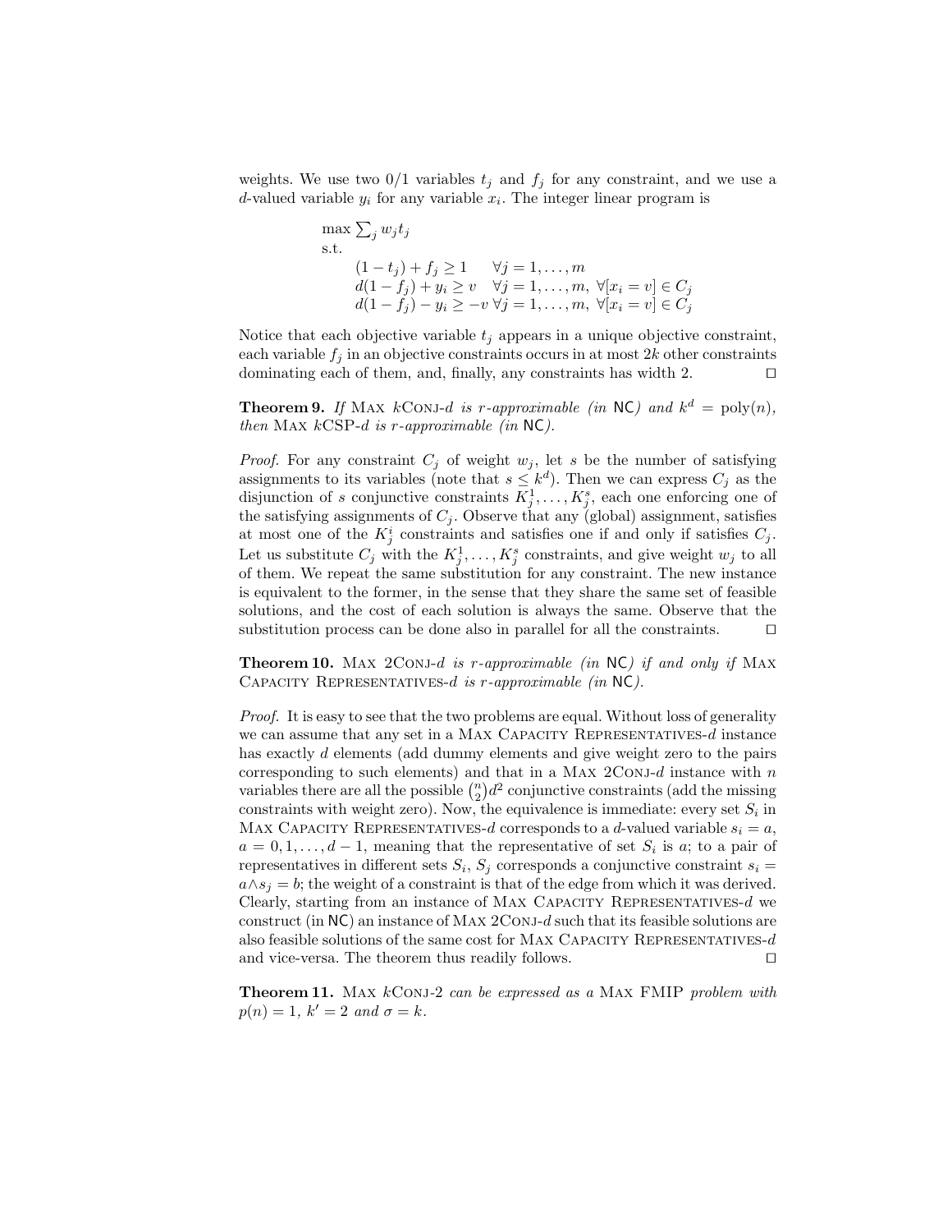weights. We use two 0/1 variables $t_j$ and $f_j$ for any constraint, and we use a $d$-valued variable $y_i$ for any variable $x_i$. The integer linear program is

$$
\begin{aligned}
&\max \textstyle\sum_j w_j t_j \\
&\text{s.t.} \\
&\qquad (1 - t_j) + f_j \geq 1 \qquad \forall j = 1, \ldots, m \\
&\qquad d(1 - f_j) + y_i \geq v \quad \forall j = 1, \ldots, m,\ \forall [x_i = v] \in C_j \\
&\qquad d(1 - f_j) - y_i \geq -v\ \forall j = 1, \ldots, m,\ \forall [x_i = v] \in C_j
\end{aligned}
$$

Notice that each objective variable $t_j$ appears in a unique objective constraint, each variable $f_j$ in an objective constraints occurs in at most $2k$ other constraints dominating each of them, and, finally, any constraints has width 2. ◻

**Theorem 9.** *If* Max $k$Conj-$d$ *is $r$-approximable (in* NC*) and* $k^d = \text{poly}(n)$, *then* Max $k$CSP-$d$ *is $r$-approximable (in* NC*).*

*Proof.* For any constraint $C_j$ of weight $w_j$, let $s$ be the number of satisfying assignments to its variables (note that $s \leq k^d$). Then we can express $C_j$ as the disjunction of $s$ conjunctive constraints $K_j^1, \ldots, K_j^s$, each one enforcing one of the satisfying assignments of $C_j$. Observe that any (global) assignment, satisfies at most one of the $K_j^i$ constraints and satisfies one if and only if satisfies $C_j$. Let us substitute $C_j$ with the $K_j^1, \ldots, K_j^s$ constraints, and give weight $w_j$ to all of them. We repeat the same substitution for any constraint. The new instance is equivalent to the former, in the sense that they share the same set of feasible solutions, and the cost of each solution is always the same. Observe that the substitution process can be done also in parallel for all the constraints. ◻

**Theorem 10.** Max 2Conj-$d$ *is $r$-approximable (in* NC*) if and only if* Max Capacity Representatives-$d$ *is $r$-approximable (in* NC*).*

*Proof.* It is easy to see that the two problems are equal. Without loss of generality we can assume that any set in a Max Capacity Representatives-$d$ instance has exactly $d$ elements (add dummy elements and give weight zero to the pairs corresponding to such elements) and that in a Max 2Conj-$d$ instance with $n$ variables there are all the possible $\binom{n}{2}d^2$ conjunctive constraints (add the missing constraints with weight zero). Now, the equivalence is immediate: every set $S_i$ in Max Capacity Representatives-$d$ corresponds to a $d$-valued variable $s_i = a$, $a = 0, 1, \ldots, d-1$, meaning that the representative of set $S_i$ is $a$; to a pair of representatives in different sets $S_i$, $S_j$ corresponds a conjunctive constraint $s_i = a \wedge s_j = b$; the weight of a constraint is that of the edge from which it was derived. Clearly, starting from an instance of Max Capacity Representatives-$d$ we construct (in NC) an instance of Max 2Conj-$d$ such that its feasible solutions are also feasible solutions of the same cost for Max Capacity Representatives-$d$ and vice-versa. The theorem thus readily follows. ◻

**Theorem 11.** Max $k$Conj-2 *can be expressed as a* Max FMIP *problem with* $p(n) = 1$, $k' = 2$ *and* $\sigma = k$.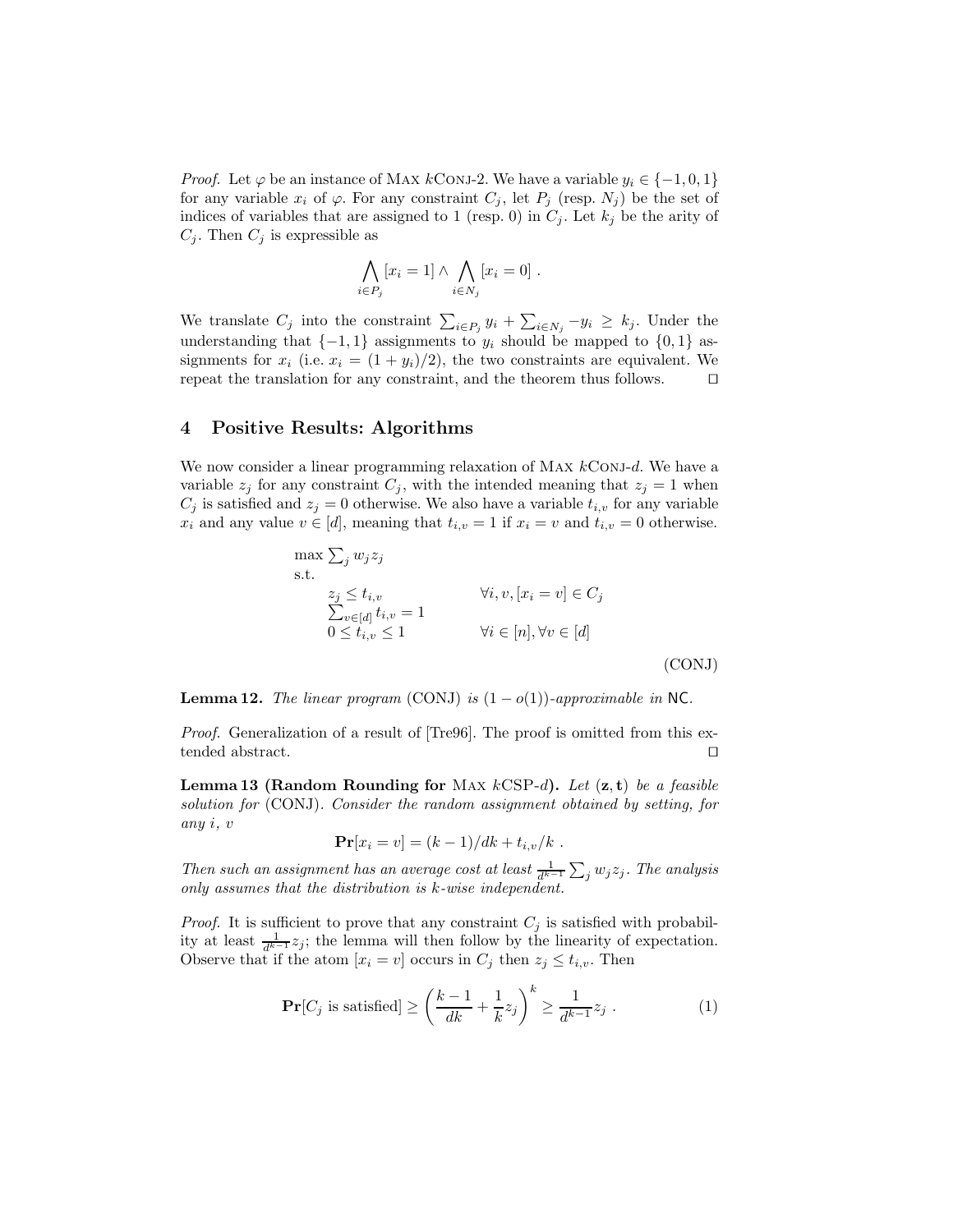*Proof.* Let $\varphi$ be an instance of Max $k$Conj-2. We have a variable $y_i \in \{-1, 0, 1\}$ for any variable $x_i$ of $\varphi$. For any constraint $C_j$, let $P_j$ (resp. $N_j$) be the set of indices of variables that are assigned to 1 (resp. 0) in $C_j$. Let $k_j$ be the arity of $C_j$. Then $C_j$ is expressible as

$$\bigwedge_{i \in P_j} [x_i = 1] \wedge \bigwedge_{i \in N_j} [x_i = 0] \; .$$

We translate $C_j$ into the constraint $\sum_{i \in P_j} y_i + \sum_{i \in N_j} -y_i \geq k_j$. Under the understanding that $\{-1, 1\}$ assignments to $y_i$ should be mapped to $\{0, 1\}$ assignments for $x_i$ (i.e. $x_i = (1 + y_i)/2$), the two constraints are equivalent. We repeat the translation for any constraint, and the theorem thus follows. ◻

## 4 Positive Results: Algorithms

We now consider a linear programming relaxation of Max $k$Conj-$d$. We have a variable $z_j$ for any constraint $C_j$, with the intended meaning that $z_j = 1$ when $C_j$ is satisfied and $z_j = 0$ otherwise. We also have a variable $t_{i,v}$ for any variable $x_i$ and any value $v \in [d]$, meaning that $t_{i,v} = 1$ if $x_i = v$ and $t_{i,v} = 0$ otherwise.

$$\begin{array}{ll} \max \sum_j w_j z_j & \\ \text{s.t.} & \\ \quad z_j \leq t_{i,v} & \forall i, v, [x_i = v] \in C_j \\ \quad \sum_{v \in [d]} t_{i,v} = 1 & \\ \quad 0 \leq t_{i,v} \leq 1 & \forall i \in [n], \forall v \in [d] \end{array} \tag{CONJ}$$

**Lemma 12.** *The linear program* (CONJ) *is* $(1 - o(1))$*-approximable in* NC.

*Proof.* Generalization of a result of [Tre96]. The proof is omitted from this extended abstract. ◻

**Lemma 13 (Random Rounding for** Max $k$CSP-$d$**).** *Let* $(\mathbf{z}, \mathbf{t})$ *be a feasible solution for* (CONJ). *Consider the random assignment obtained by setting, for any* $i$, $v$

$$\mathbf{Pr}[x_i = v] = (k-1)/dk + t_{i,v}/k \; .$$

*Then such an assignment has an average cost at least* $\frac{1}{d^{k-1}} \sum_j w_j z_j$. *The analysis only assumes that the distribution is* $k$*-wise independent.*

*Proof.* It is sufficient to prove that any constraint $C_j$ is satisfied with probability at least $\frac{1}{d^{k-1}} z_j$; the lemma will then follow by the linearity of expectation. Observe that if the atom $[x_i = v]$ occurs in $C_j$ then $z_j \leq t_{i,v}$. Then

$$\mathbf{Pr}[C_j \text{ is satisfied}] \geq \left( \frac{k-1}{dk} + \frac{1}{k} z_j \right)^k \geq \frac{1}{d^{k-1}} z_j \; . \tag{1}$$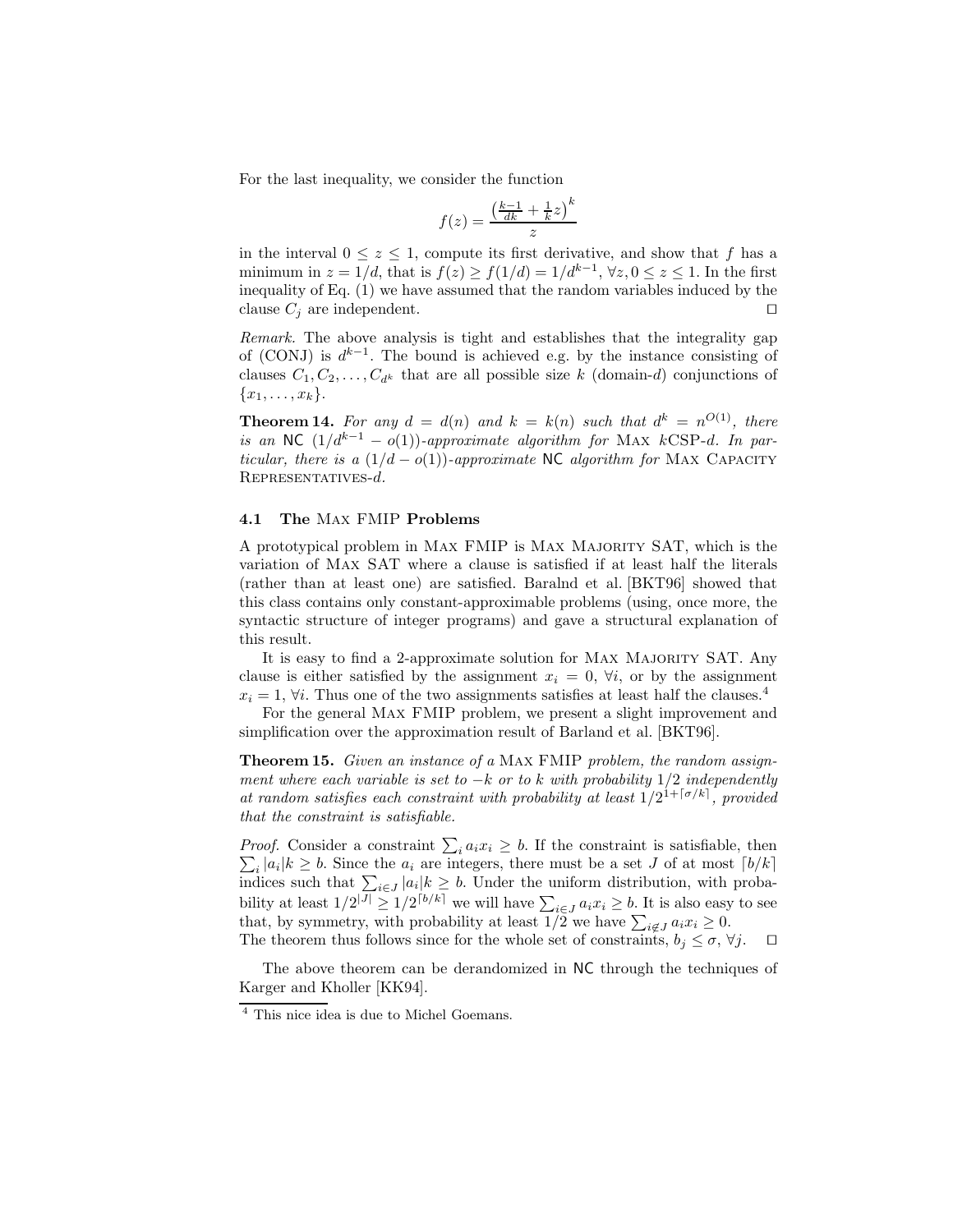For the last inequality, we consider the function

$$f(z) = \frac{\left(\frac{k-1}{dk} + \frac{1}{k}z\right)^k}{z}$$

in the interval $0 \le z \le 1$, compute its first derivative, and show that $f$ has a minimum in $z = 1/d$, that is $f(z) \ge f(1/d) = 1/d^{k-1}$, $\forall z, 0 \le z \le 1$. In the first inequality of Eq. (1) we have assumed that the random variables induced by the clause $C_j$ are independent. ⊓⊔

*Remark.* The above analysis is tight and establishes that the integrality gap of (CONJ) is $d^{k-1}$. The bound is achieved e.g. by the instance consisting of clauses $C_1, C_2, \ldots, C_{d^k}$ that are all possible size $k$ (domain-$d$) conjunctions of $\{x_1, \ldots, x_k\}$.

**Theorem 14.** *For any $d = d(n)$ and $k = k(n)$ such that $d^k = n^{O(1)}$, there is an* NC *$(1/d^{k-1} - o(1))$-approximate algorithm for* Max *k*CSP-*d. In particular, there is a $(1/d - o(1))$-approximate* NC *algorithm for* Max Capacity Representatives-*d.*

### 4.1 The Max FMIP Problems

A prototypical problem in Max FMIP is Max Majority SAT, which is the variation of Max SAT where a clause is satisfied if at least half the literals (rather than at least one) are satisfied. Baralnd et al. [BKT96] showed that this class contains only constant-approximable problems (using, once more, the syntactic structure of integer programs) and gave a structural explanation of this result.

It is easy to find a 2-approximate solution for Max Majority SAT. Any clause is either satisfied by the assignment $x_i = 0$, $\forall i$, or by the assignment $x_i = 1$, $\forall i$. Thus one of the two assignments satisfies at least half the clauses.[4]

For the general Max FMIP problem, we present a slight improvement and simplification over the approximation result of Barland et al. [BKT96].

**Theorem 15.** *Given an instance of a* Max FMIP *problem, the random assignment where each variable is set to $-k$ or to $k$ with probability $1/2$ independently at random satisfies each constraint with probability at least $1/2^{1+\lceil \sigma/k \rceil}$, provided that the constraint is satisfiable.*

*Proof.* Consider a constraint $\sum_i a_i x_i \ge b$. If the constraint is satisfiable, then $\sum_i |a_i| k \ge b$. Since the $a_i$ are integers, there must be a set $J$ of at most $\lceil b/k \rceil$ indices such that $\sum_{i \in J} |a_i| k \ge b$. Under the uniform distribution, with probability at least $1/2^{|J|} \ge 1/2^{\lceil b/k \rceil}$ we will have $\sum_{i \in J} a_i x_i \ge b$. It is also easy to see that, by symmetry, with probability at least $1/2$ we have $\sum_{i \notin J} a_i x_i \ge 0$. The theorem thus follows since for the whole set of constraints, $b_j \le \sigma$, $\forall j$. ⊓⊔

The above theorem can be derandomized in NC through the techniques of Karger and Kholler [KK94].

[4] This nice idea is due to Michel Goemans.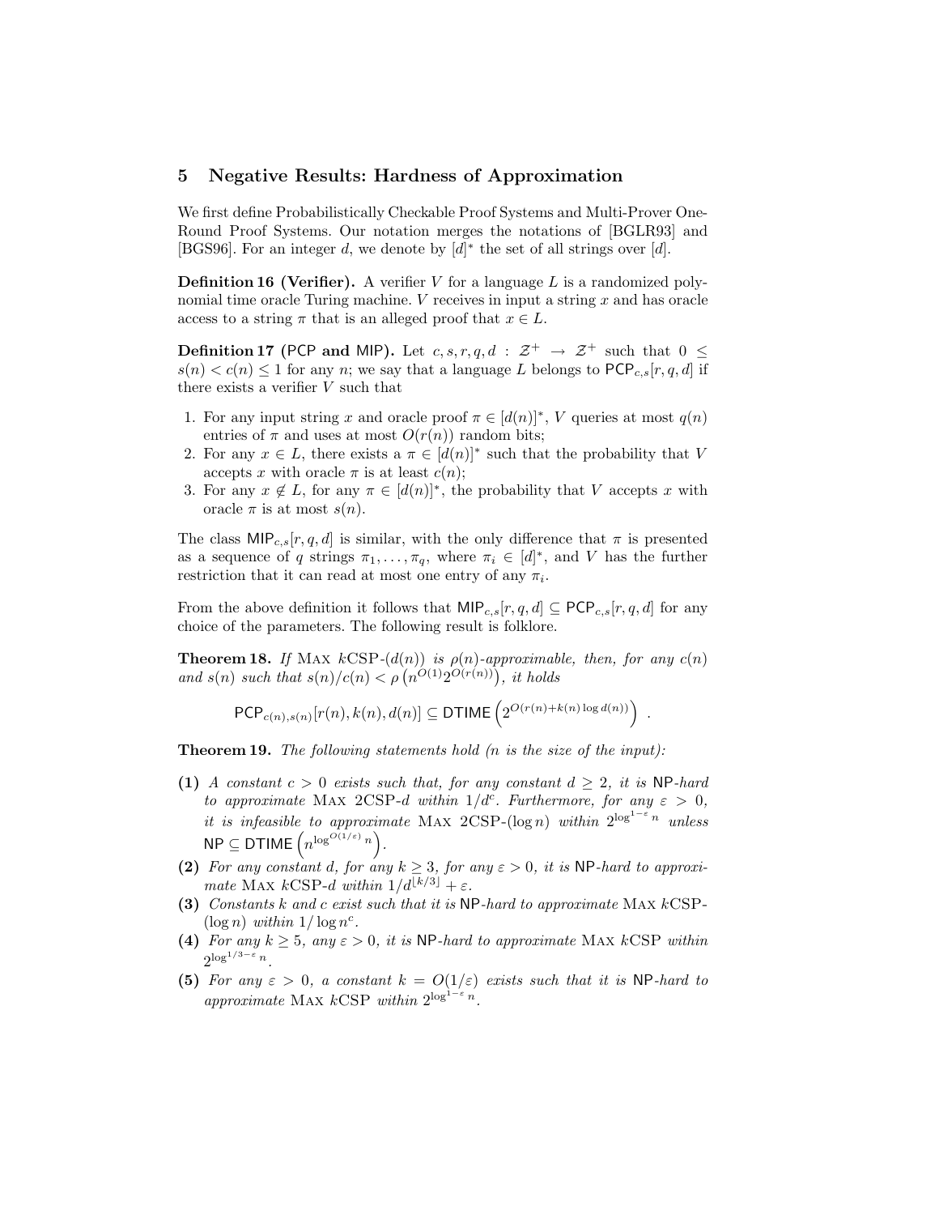## 5 Negative Results: Hardness of Approximation

We first define Probabilistically Checkable Proof Systems and Multi-Prover One-Round Proof Systems. Our notation merges the notations of [BGLR93] and [BGS96]. For an integer $d$, we denote by $[d]^*$ the set of all strings over $[d]$.

**Definition 16 (Verifier).** A verifier $V$ for a language $L$ is a randomized polynomial time oracle Turing machine. $V$ receives in input a string $x$ and has oracle access to a string $\pi$ that is an alleged proof that $x \in L$.

**Definition 17 (PCP and MIP).** Let $c, s, r, q, d : \mathcal{Z}^+ \to \mathcal{Z}^+$ such that $0 \leq s(n) < c(n) \leq 1$ for any $n$; we say that a language $L$ belongs to $\mathsf{PCP}_{c,s}[r, q, d]$ if there exists a verifier $V$ such that

1. For any input string $x$ and oracle proof $\pi \in [d(n)]^*$, $V$ queries at most $q(n)$ entries of $\pi$ and uses at most $O(r(n))$ random bits;
2. For any $x \in L$, there exists a $\pi \in [d(n)]^*$ such that the probability that $V$ accepts $x$ with oracle $\pi$ is at least $c(n)$;
3. For any $x \notin L$, for any $\pi \in [d(n)]^*$, the probability that $V$ accepts $x$ with oracle $\pi$ is at most $s(n)$.

The class $\mathsf{MIP}_{c,s}[r, q, d]$ is similar, with the only difference that $\pi$ is presented as a sequence of $q$ strings $\pi_1, \ldots, \pi_q$, where $\pi_i \in [d]^*$, and $V$ has the further restriction that it can read at most one entry of any $\pi_i$.

From the above definition it follows that $\mathsf{MIP}_{c,s}[r, q, d] \subseteq \mathsf{PCP}_{c,s}[r, q, d]$ for any choice of the parameters. The following result is folklore.

**Theorem 18.** *If* Max $k$CSP-$(d(n))$ *is* $\rho(n)$*-approximable, then, for any* $c(n)$ *and* $s(n)$ *such that* $s(n)/c(n) < \rho\left(n^{O(1)} 2^{O(r(n))}\right)$*, it holds*

$$\mathsf{PCP}_{c(n),s(n)}[r(n), k(n), d(n)] \subseteq \mathsf{DTIME}\left(2^{O(r(n)+k(n)\log d(n))}\right) .$$

**Theorem 19.** *The following statements hold ($n$ is the size of the input):*

**(1)** *A constant $c > 0$ exists such that, for any constant $d \geq 2$, it is* $\mathsf{NP}$*-hard to approximate* Max 2CSP-$d$ *within* $1/d^c$*. Furthermore, for any $\varepsilon > 0$, it is infeasible to approximate* Max 2CSP-$(\log n)$ *within* $2^{\log^{1-\varepsilon} n}$ *unless* $\mathsf{NP} \subseteq \mathsf{DTIME}\left(n^{\log^{O(1/\varepsilon)} n}\right)$.

**(2)** *For any constant $d$, for any $k \geq 3$, for any $\varepsilon > 0$, it is* $\mathsf{NP}$*-hard to approximate* Max $k$CSP-$d$ *within* $1/d^{\lfloor k/3 \rfloor} + \varepsilon$.

**(3)** *Constants $k$ and $c$ exist such that it is* $\mathsf{NP}$*-hard to approximate* Max $k$CSP-$(\log n)$ *within* $1/\log n^c$.

**(4)** *For any $k \geq 5$, any $\varepsilon > 0$, it is* $\mathsf{NP}$*-hard to approximate* Max $k$CSP *within* $2^{\log^{1/3-\varepsilon} n}$.

**(5)** *For any $\varepsilon > 0$, a constant $k = O(1/\varepsilon)$ exists such that it is* $\mathsf{NP}$*-hard to approximate* Max $k$CSP *within* $2^{\log^{1-\varepsilon} n}$.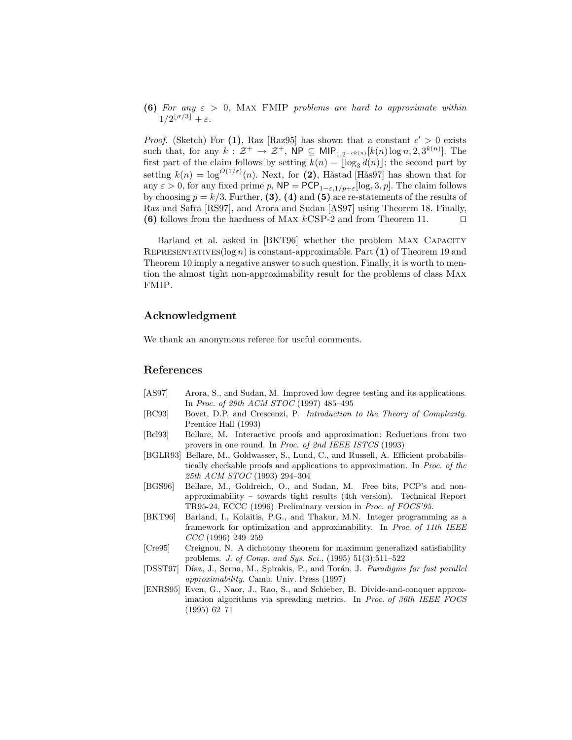**(6)** *For any $\varepsilon > 0$,* Max FMIP *problems are hard to approximate within $1/2^{\lfloor \sigma/3 \rfloor} + \varepsilon$.*

*Proof.* (Sketch) For **(1)**, Raz [Raz95] has shown that a constant $c' > 0$ exists such that, for any $k : \mathcal{Z}^+ \to \mathcal{Z}^+$, $\mathsf{NP} \subseteq \mathsf{MIP}_{1,2^{-ck(n)}}[k(n) \log n, 2, 3^{k(n)}]$. The first part of the claim follows by setting $k(n) = \lfloor \log_3 d(n) \rfloor$; the second part by setting $k(n) = \log^{O(1/\varepsilon)}(n)$. Next, for **(2)**, Håstad [Hås97] has shown that for any $\varepsilon > 0$, for any fixed prime $p$, $\mathsf{NP} = \mathsf{PCP}_{1-\varepsilon, 1/p+\varepsilon}[\log, 3, p]$. The claim follows by choosing $p = k/3$. Further, **(3)**, **(4)** and **(5)** are re-statements of the results of Raz and Safra [RS97], and Arora and Sudan [AS97] using Theorem 18. Finally, **(6)** follows from the hardness of Max $k$CSP-2 and from Theorem 11. □

Barland et al. asked in [BKT96] whether the problem Max Capacity Representatives($\log n$) is constant-approximable. Part **(1)** of Theorem 19 and Theorem 10 imply a negative answer to such question. Finally, it is worth to mention the almost tight non-approximability result for the problems of class Max FMIP.

## Acknowledgment

We thank an anonymous referee for useful comments.

## References

- [AS97] Arora, S., and Sudan, M. Improved low degree testing and its applications. In *Proc. of 29th ACM STOC* (1997) 485–495
- [BC93] Bovet, D.P. and Crescenzi, P. *Introduction to the Theory of Complexity*. Prentice Hall (1993)
- [Bel93] Bellare, M. Interactive proofs and approximation: Reductions from two provers in one round. In *Proc. of 2nd IEEE ISTCS* (1993)
- [BGLR93] Bellare, M., Goldwasser, S., Lund, C., and Russell, A. Efficient probabilistically checkable proofs and applications to approximation. In *Proc. of the 25th ACM STOC* (1993) 294–304
- [BGS96] Bellare, M., Goldreich, O., and Sudan, M. Free bits, PCP's and non-approximability – towards tight results (4th version). Technical Report TR95-24, ECCC (1996) Preliminary version in *Proc. of FOCS'95*.
- [BKT96] Barland, I., Kolaitis, P.G., and Thakur, M.N. Integer programming as a framework for optimization and approximability. In *Proc. of 11th IEEE CCC* (1996) 249–259
- [Cre95] Creignou, N. A dichotomy theorem for maximum generalized satisfiability problems. *J. of Comp. and Sys. Sci.*, (1995) 51(3):511–522
- [DSST97] Díaz, J., Serna, M., Spirakis, P., and Torán, J. *Paradigms for fast parallel approximability*. Camb. Univ. Press (1997)
- [ENRS95] Even, G., Naor, J., Rao, S., and Schieber, B. Divide-and-conquer approximation algorithms via spreading metrics. In *Proc. of 36th IEEE FOCS* (1995) 62–71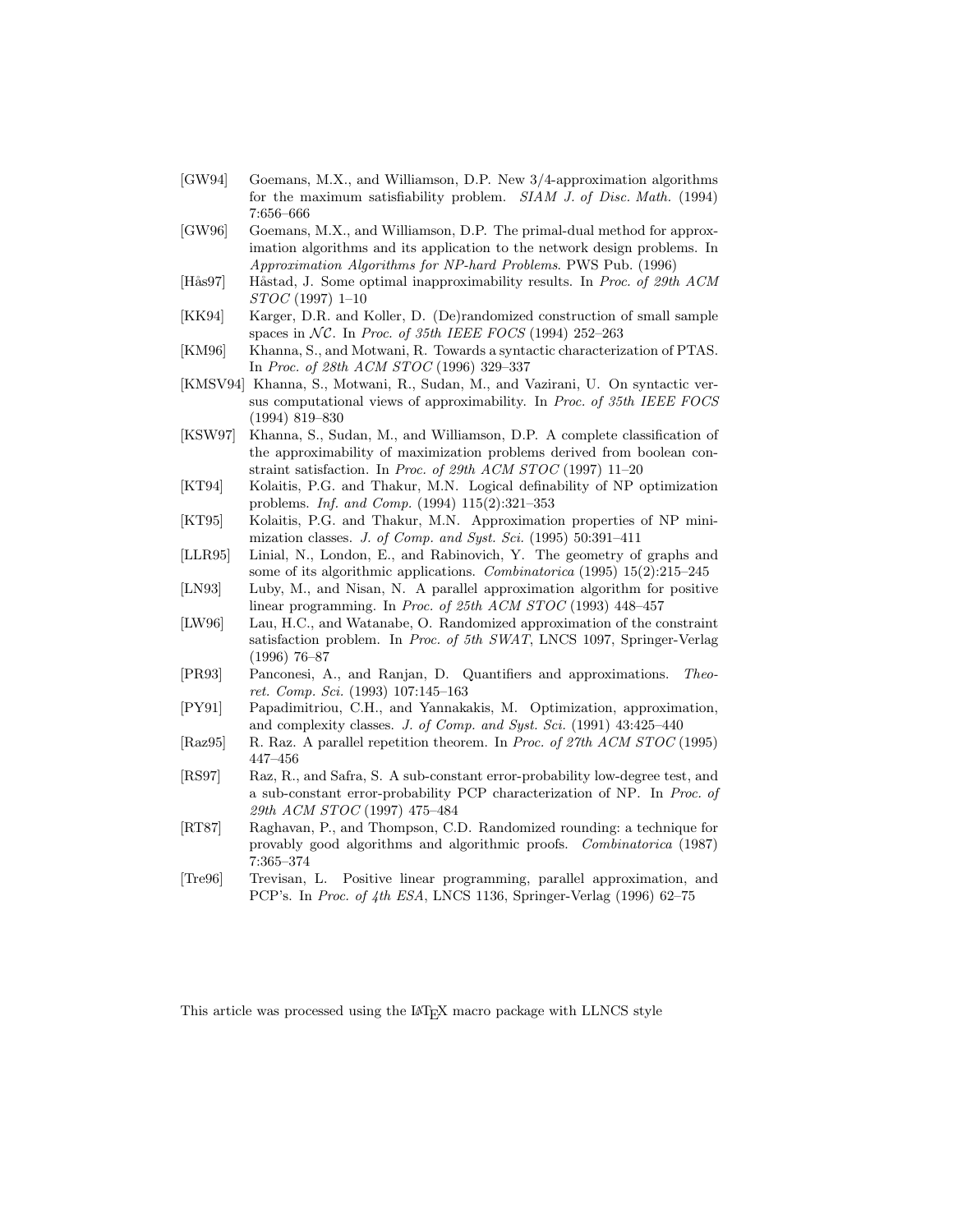[GW94] Goemans, M.X., and Williamson, D.P. New 3/4-approximation algorithms for the maximum satisfiability problem. *SIAM J. of Disc. Math.* (1994) 7:656–666

[GW96] Goemans, M.X., and Williamson, D.P. The primal-dual method for approximation algorithms and its application to the network design problems. In *Approximation Algorithms for NP-hard Problems*. PWS Pub. (1996)

[Hås97] Håstad, J. Some optimal inapproximability results. In *Proc. of 29th ACM STOC* (1997) 1–10

[KK94] Karger, D.R. and Koller, D. (De)randomized construction of small sample spaces in $\mathcal{NC}$. In *Proc. of 35th IEEE FOCS* (1994) 252–263

[KM96] Khanna, S., and Motwani, R. Towards a syntactic characterization of PTAS. In *Proc. of 28th ACM STOC* (1996) 329–337

[KMSV94] Khanna, S., Motwani, R., Sudan, M., and Vazirani, U. On syntactic versus computational views of approximability. In *Proc. of 35th IEEE FOCS* (1994) 819–830

[KSW97] Khanna, S., Sudan, M., and Williamson, D.P. A complete classification of the approximability of maximization problems derived from boolean constraint satisfaction. In *Proc. of 29th ACM STOC* (1997) 11–20

[KT94] Kolaitis, P.G. and Thakur, M.N. Logical definability of NP optimization problems. *Inf. and Comp.* (1994) 115(2):321–353

[KT95] Kolaitis, P.G. and Thakur, M.N. Approximation properties of NP minimization classes. *J. of Comp. and Syst. Sci.* (1995) 50:391–411

[LLR95] Linial, N., London, E., and Rabinovich, Y. The geometry of graphs and some of its algorithmic applications. *Combinatorica* (1995) 15(2):215–245

[LN93] Luby, M., and Nisan, N. A parallel approximation algorithm for positive linear programming. In *Proc. of 25th ACM STOC* (1993) 448–457

[LW96] Lau, H.C., and Watanabe, O. Randomized approximation of the constraint satisfaction problem. In *Proc. of 5th SWAT*, LNCS 1097, Springer-Verlag (1996) 76–87

[PR93] Panconesi, A., and Ranjan, D. Quantifiers and approximations. *Theoret. Comp. Sci.* (1993) 107:145–163

[PY91] Papadimitriou, C.H., and Yannakakis, M. Optimization, approximation, and complexity classes. *J. of Comp. and Syst. Sci.* (1991) 43:425–440

[Raz95] R. Raz. A parallel repetition theorem. In *Proc. of 27th ACM STOC* (1995) 447–456

[RS97] Raz, R., and Safra, S. A sub-constant error-probability low-degree test, and a sub-constant error-probability PCP characterization of NP. In *Proc. of 29th ACM STOC* (1997) 475–484

[RT87] Raghavan, P., and Thompson, C.D. Randomized rounding: a technique for provably good algorithms and algorithmic proofs. *Combinatorica* (1987) 7:365–374

[Tre96] Trevisan, L. Positive linear programming, parallel approximation, and PCP's. In *Proc. of 4th ESA*, LNCS 1136, Springer-Verlag (1996) 62–75

This article was processed using the LaTeX macro package with LLNCS style